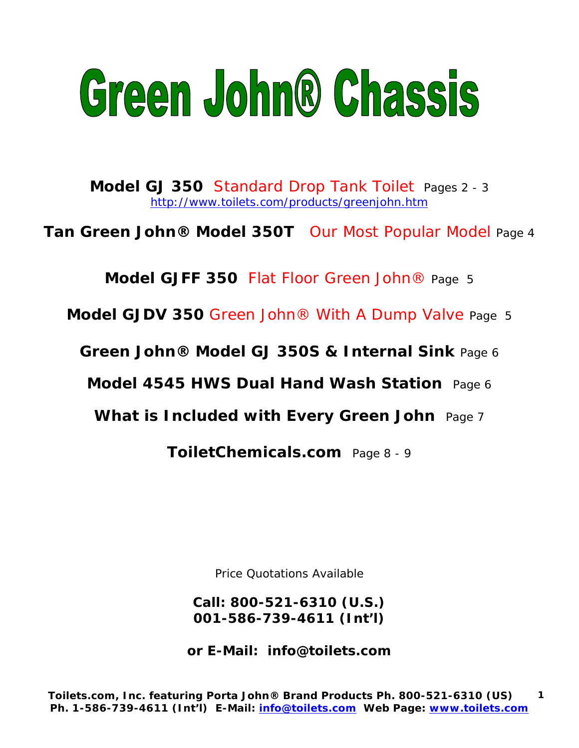# Green John® Chassis

**Model GJ 350** Standard Drop Tank Toilet Pages 2 - 3
http://www.toilets.com/products/greenjohn.htm

**Tan Green John® Model 350T** Our Most Popular Model Page 4

**Model GJFF 350** Flat Floor Green John® Page 5

**Model GJDV 350** Green John® With A Dump Valve Page 5

**Green John® Model GJ 350S & Internal Sink** Page 6

**Model 4545 HWS Dual Hand Wash Station** Page 6

**What is Included with Every Green John** Page 7

**ToiletChemicals.com** Page 8 - 9

Price Quotations Available

**Call: 800-521-6310 (U.S.)**
**001-586-739-4611 (Int'l)**

**or E-Mail: info@toilets.com**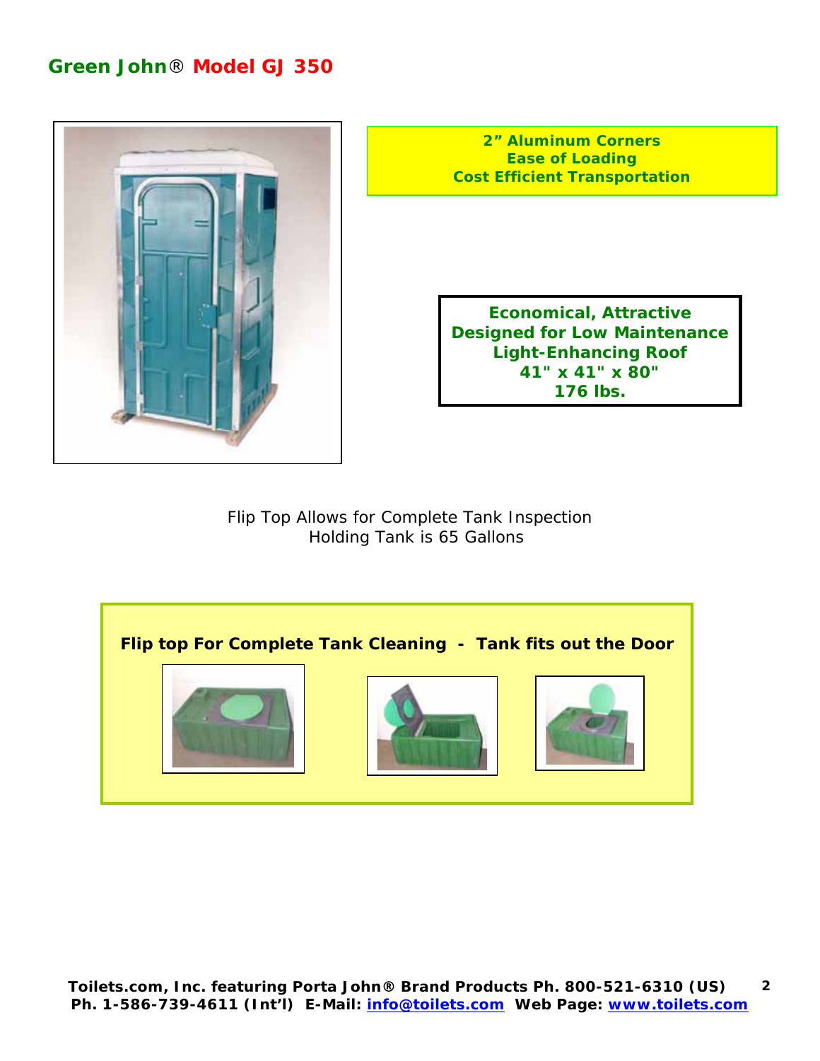# Green John® Model GJ 350

**2" Aluminum Corners**
**Ease of Loading**
**Cost Efficient Transportation**

**Economical, Attractive**
**Designed for Low Maintenance**
**Light-Enhancing Roof**
**41" x 41" x 80"**
**176 lbs.**

Flip Top Allows for Complete Tank Inspection
Holding Tank is 65 Gallons

**Flip top For Complete Tank Cleaning - Tank fits out the Door**

**Toilets.com, Inc. featuring Porta John® Brand Products Ph. 800-521-6310 (US)**
**Ph. 1-586-739-4611 (Int'l) E-Mail: info@toilets.com Web Page: www.toilets.com**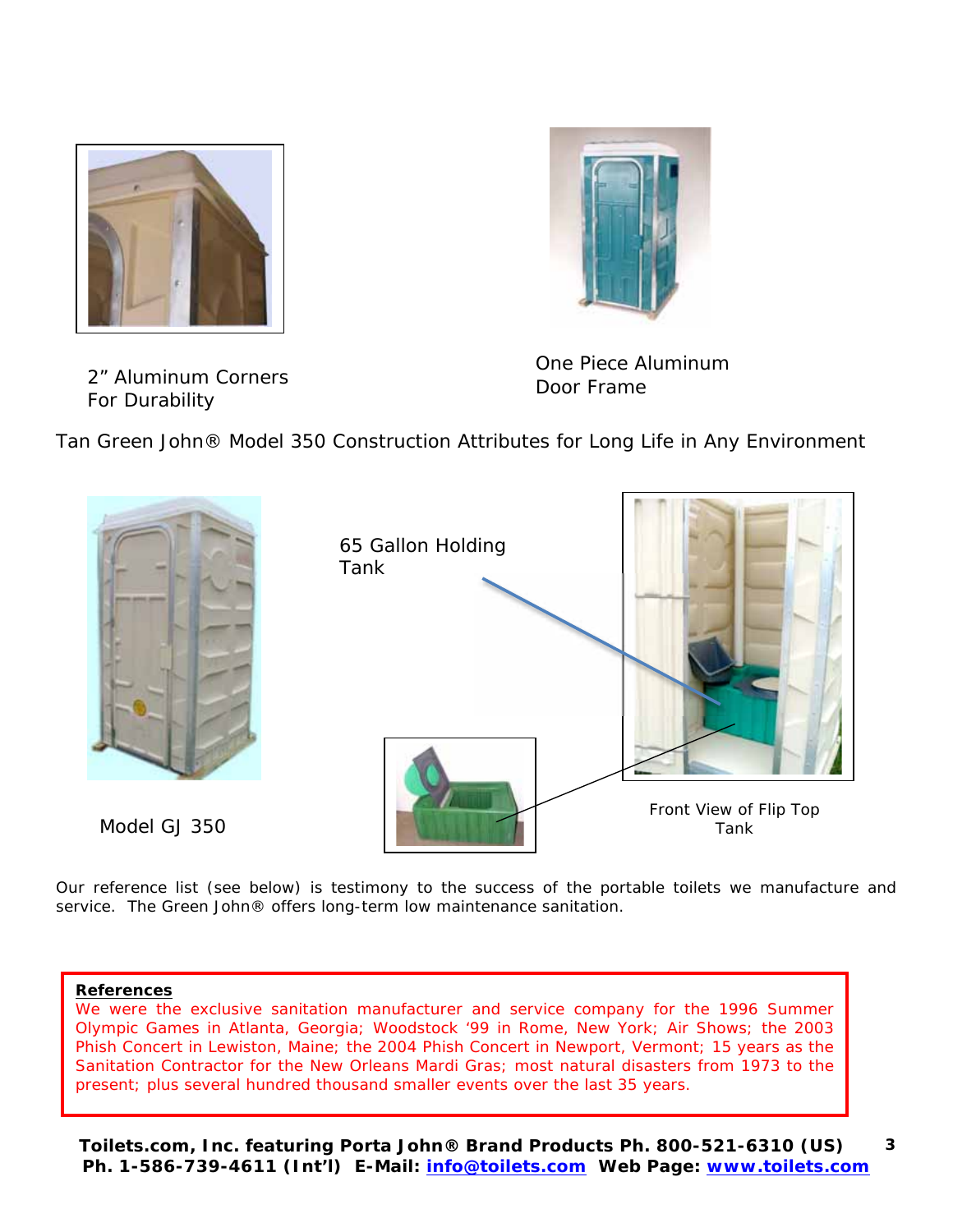2" Aluminum Corners For Durability

One Piece Aluminum Door Frame

Tan Green John® Model 350 Construction Attributes for Long Life in Any Environment

Model GJ 350

65 Gallon Holding Tank

Front View of Flip Top Tank

Our reference list (see below) is testimony to the success of the portable toilets we manufacture and service. The Green John® offers long-term low maintenance sanitation.

**References**

We were the exclusive sanitation manufacturer and service company for the 1996 Summer Olympic Games in Atlanta, Georgia; Woodstock '99 in Rome, New York; Air Shows; the 2003 Phish Concert in Lewiston, Maine; the 2004 Phish Concert in Newport, Vermont; 15 years as the Sanitation Contractor for the New Orleans Mardi Gras; most natural disasters from 1973 to the present; plus several hundred thousand smaller events over the last 35 years.

**Toilets.com, Inc. featuring Porta John® Brand Products Ph. 800-521-6310 (US) Ph. 1-586-739-4611 (Int'l) E-Mail: info@toilets.com Web Page: www.toilets.com**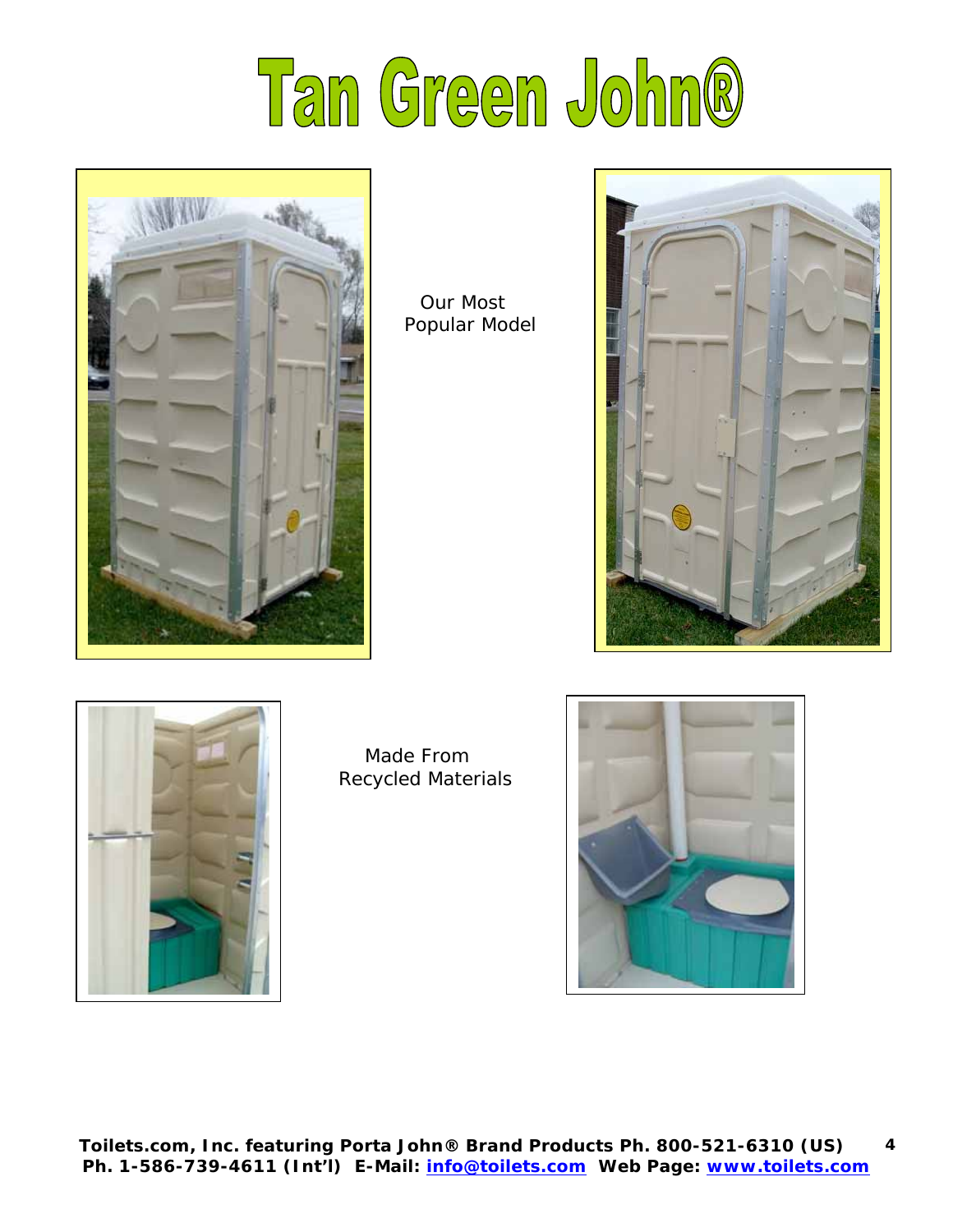# Tan Green John®

Our Most Popular Model

Made From Recycled Materials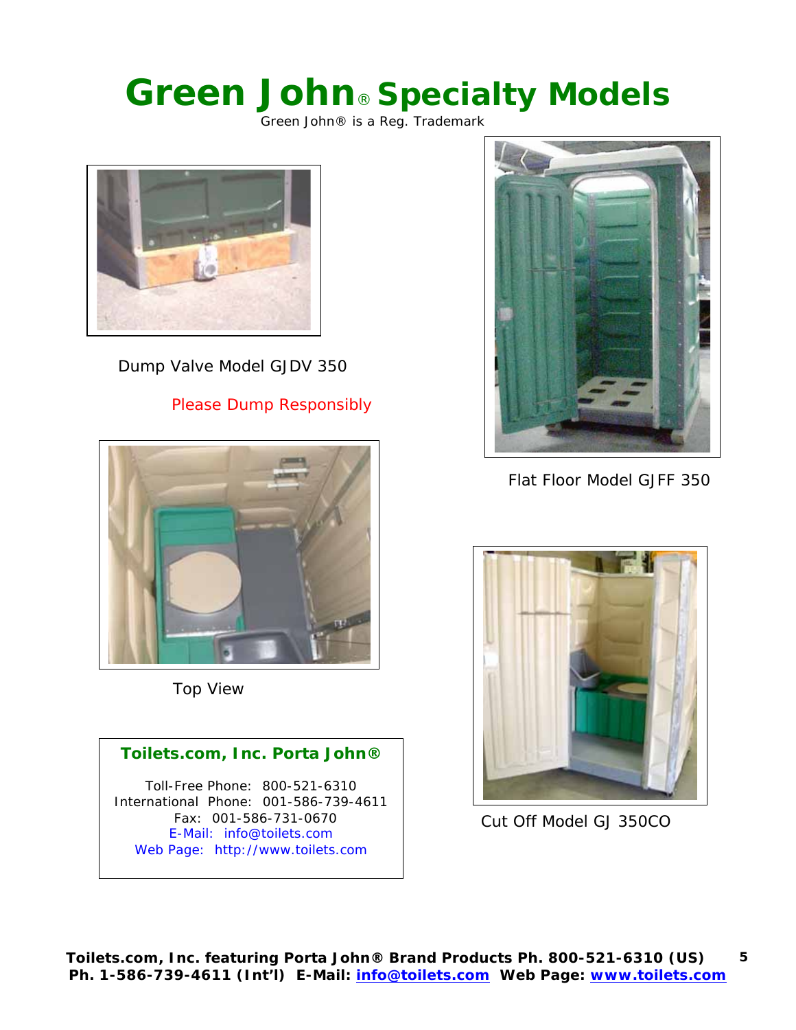# Green John® Specialty Models

Green John® is a Reg. Trademark

Dump Valve Model GJDV 350

Please Dump Responsibly

Flat Floor Model GJFF 350

Top View

Cut Off Model GJ 350CO

**Toilets.com, Inc. Porta John®**

Toll-Free Phone: 800-521-6310
International Phone: 001-586-739-4611
Fax: 001-586-731-0670
E-Mail: info@toilets.com
Web Page: http://www.toilets.com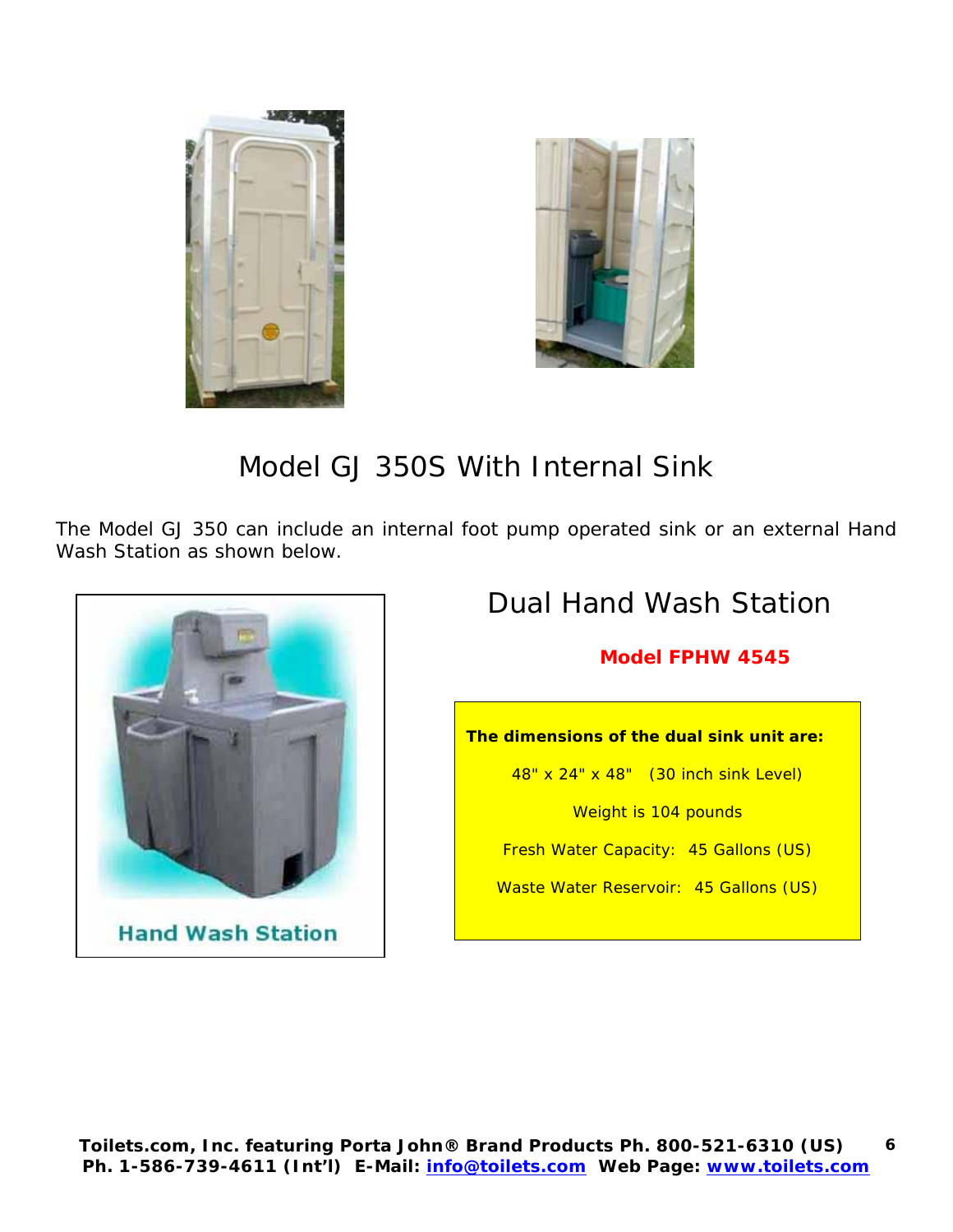## Model GJ 350S With Internal Sink

The Model GJ 350 can include an internal foot pump operated sink or an external Hand Wash Station as shown below.

Hand Wash Station

## Dual Hand Wash Station

**Model FPHW 4545**

**The dimensions of the dual sink unit are:**

48" x 24" x 48"  (30 inch sink Level)

Weight is 104 pounds

Fresh Water Capacity:  45 Gallons (US)

Waste Water Reservoir:  45 Gallons (US)

**Toilets.com, Inc. featuring Porta John® Brand Products Ph. 800-521-6310 (US)**
**Ph. 1-586-739-4611 (Int'l)  E-Mail: info@toilets.com  Web Page: www.toilets.com**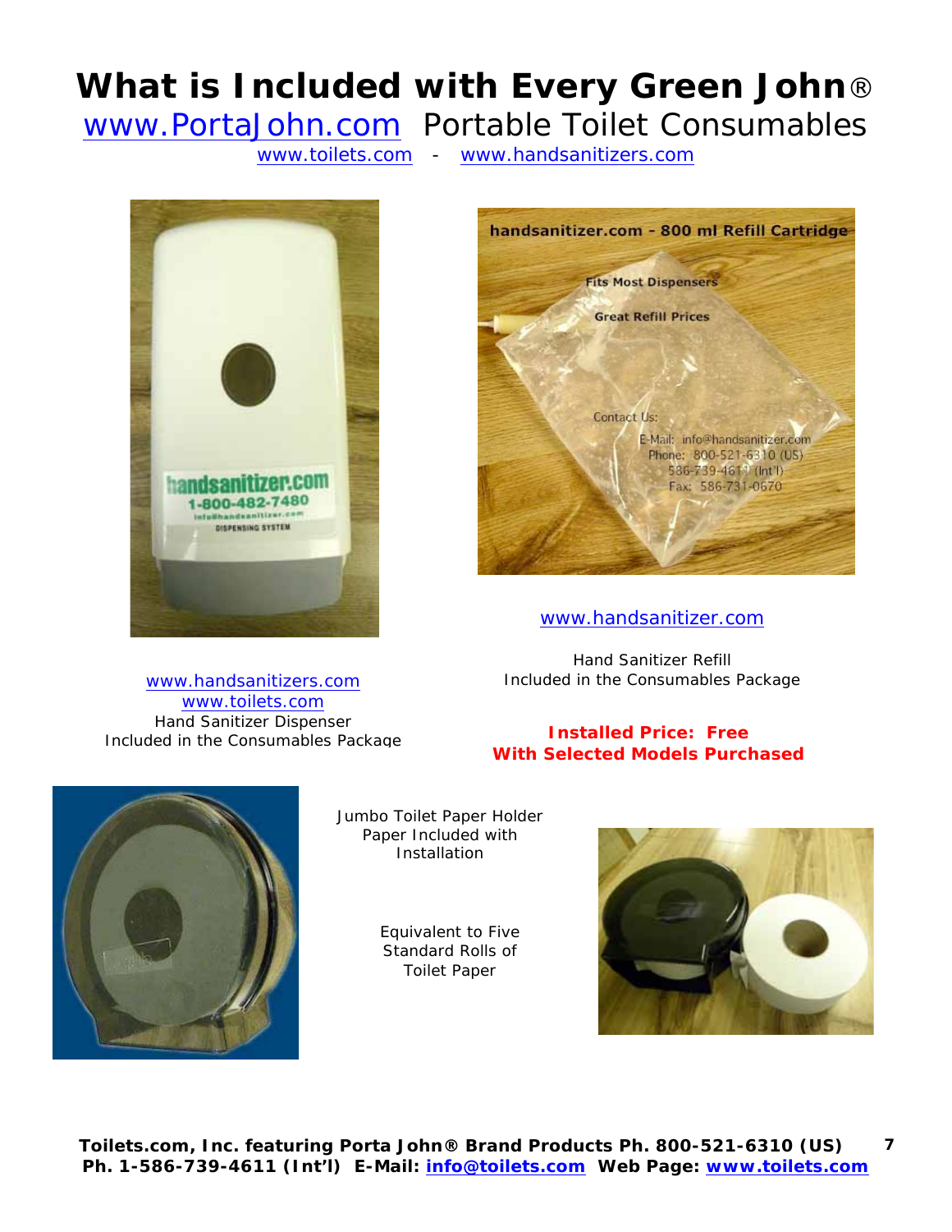# What is Included with Every Green John®

## www.PortaJohn.com Portable Toilet Consumables

www.toilets.com - www.handsanitizers.com

www.handsanitizers.com
www.toilets.com
Hand Sanitizer Dispenser
Included in the Consumables Package

www.handsanitizer.com

Hand Sanitizer Refill
Included in the Consumables Package

**Installed Price: Free**
**With Selected Models Purchased**

Jumbo Toilet Paper Holder
Paper Included with
Installation

Equivalent to Five
Standard Rolls of
Toilet Paper

**Toilets.com, Inc. featuring Porta John® Brand Products Ph. 800-521-6310 (US)**
**Ph. 1-586-739-4611 (Int'l) E-Mail: info@toilets.com Web Page: www.toilets.com**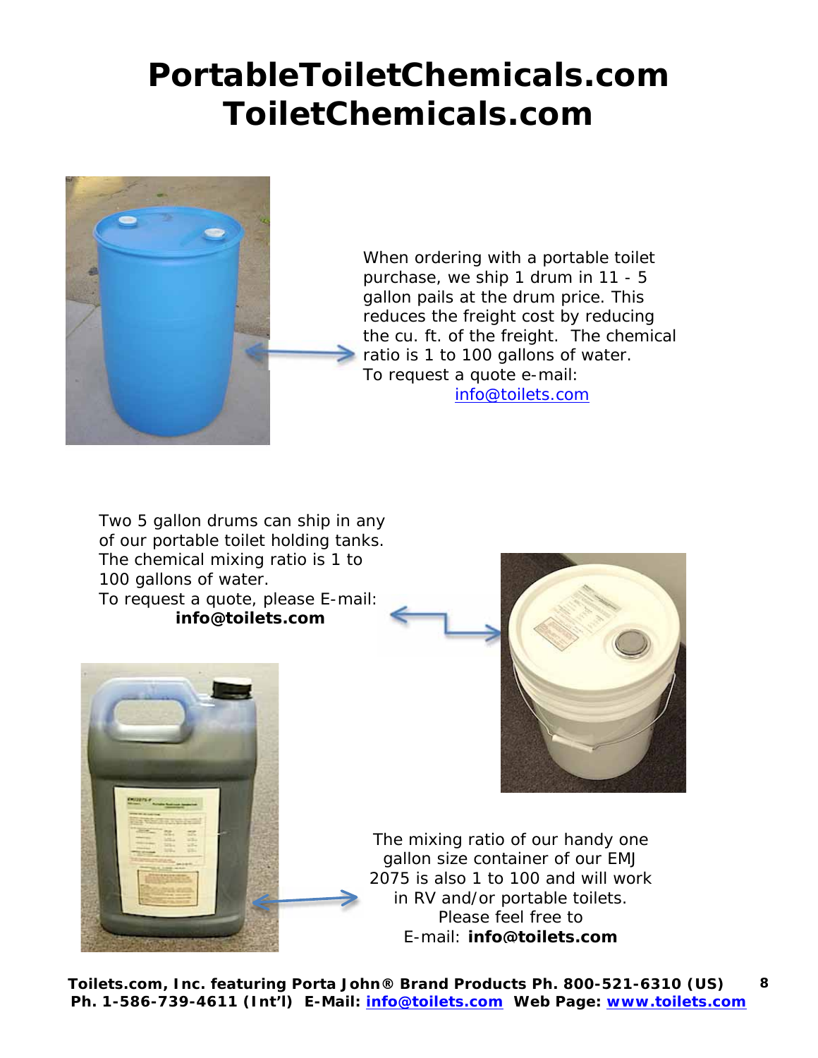# PortableToiletChemicals.com
# ToiletChemicals.com

When ordering with a portable toilet purchase, we ship 1 drum in 11 - 5 gallon pails at the drum price. This reduces the freight cost by reducing the cu. ft. of the freight. The chemical ratio is 1 to 100 gallons of water.
To request a quote e-mail:
info@toilets.com

Two 5 gallon drums can ship in any of our portable toilet holding tanks. The chemical mixing ratio is 1 to 100 gallons of water.
To request a quote, please E-mail:
**info@toilets.com**

The mixing ratio of our handy one gallon size container of our EMJ 2075 is also 1 to 100 and will work in RV and/or portable toilets.
Please feel free to
E-mail: **info@toilets.com**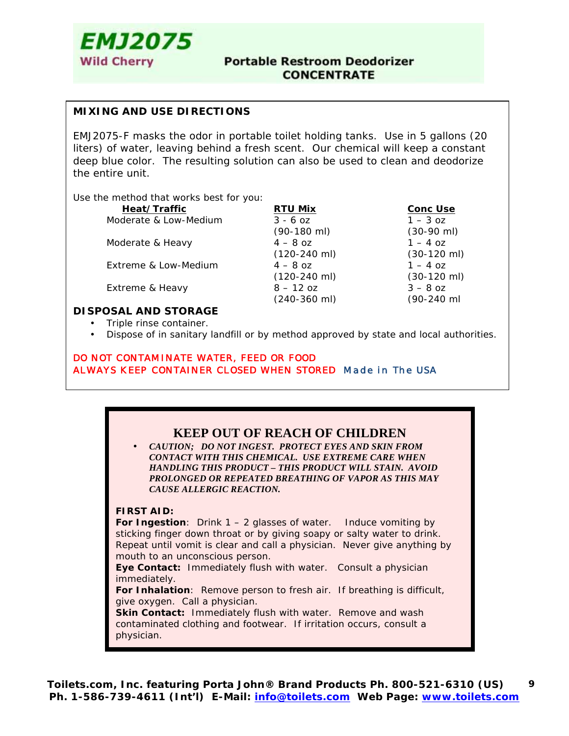# EMJ2075

**Wild Cherry**

**Portable Restroom Deodorizer CONCENTRATE**

**MIXING AND USE DIRECTIONS**

EMJ2075-F masks the odor in portable toilet holding tanks. Use in 5 gallons (20 liters) of water, leaving behind a fresh scent. Our chemical will keep a constant deep blue color. The resulting solution can also be used to clean and deodorize the entire unit.

Use the method that works best for you:

| Heat/Traffic | RTU Mix | Conc Use |
|---|---|---|
| Moderate & Low-Medium | 3 - 6 oz (90-180 ml) | 1 – 3 oz (30-90 ml) |
| Moderate & Heavy | 4 – 8 oz (120-240 ml) | 1 – 4 oz (30-120 ml) |
| Extreme & Low-Medium | 4 – 8 oz (120-240 ml) | 1 – 4 oz (30-120 ml) |
| Extreme & Heavy | 8 – 12 oz (240-360 ml) | 3 – 8 oz (90-240 ml |

**DISPOSAL AND STORAGE**

- Triple rinse container.
- Dispose of in sanitary landfill or by method approved by state and local authorities.

DO NOT CONTAMINATE WATER, FEED OR FOOD
ALWAYS KEEP CONTAINER CLOSED WHEN STORED Made in The USA

## KEEP OUT OF REACH OF CHILDREN

- ***CAUTION; DO NOT INGEST. PROTECT EYES AND SKIN FROM CONTACT WITH THIS CHEMICAL. USE EXTREME CARE WHEN HANDLING THIS PRODUCT – THIS PRODUCT WILL STAIN. AVOID PROLONGED OR REPEATED BREATHING OF VAPOR AS THIS MAY CAUSE ALLERGIC REACTION.***

**FIRST AID:**
**For Ingestion**: Drink 1 – 2 glasses of water. Induce vomiting by sticking finger down throat or by giving soapy or salty water to drink. Repeat until vomit is clear and call a physician. Never give anything by mouth to an unconscious person.
**Eye Contact:** Immediately flush with water. Consult a physician immediately.
**For Inhalation**: Remove person to fresh air. If breathing is difficult, give oxygen. Call a physician.
**Skin Contact:** Immediately flush with water. Remove and wash contaminated clothing and footwear. If irritation occurs, consult a physician.

**Toilets.com, Inc. featuring Porta John® Brand Products Ph. 800-521-6310 (US) Ph. 1-586-739-4611 (Int'l) E-Mail: info@toilets.com Web Page: www.toilets.com**